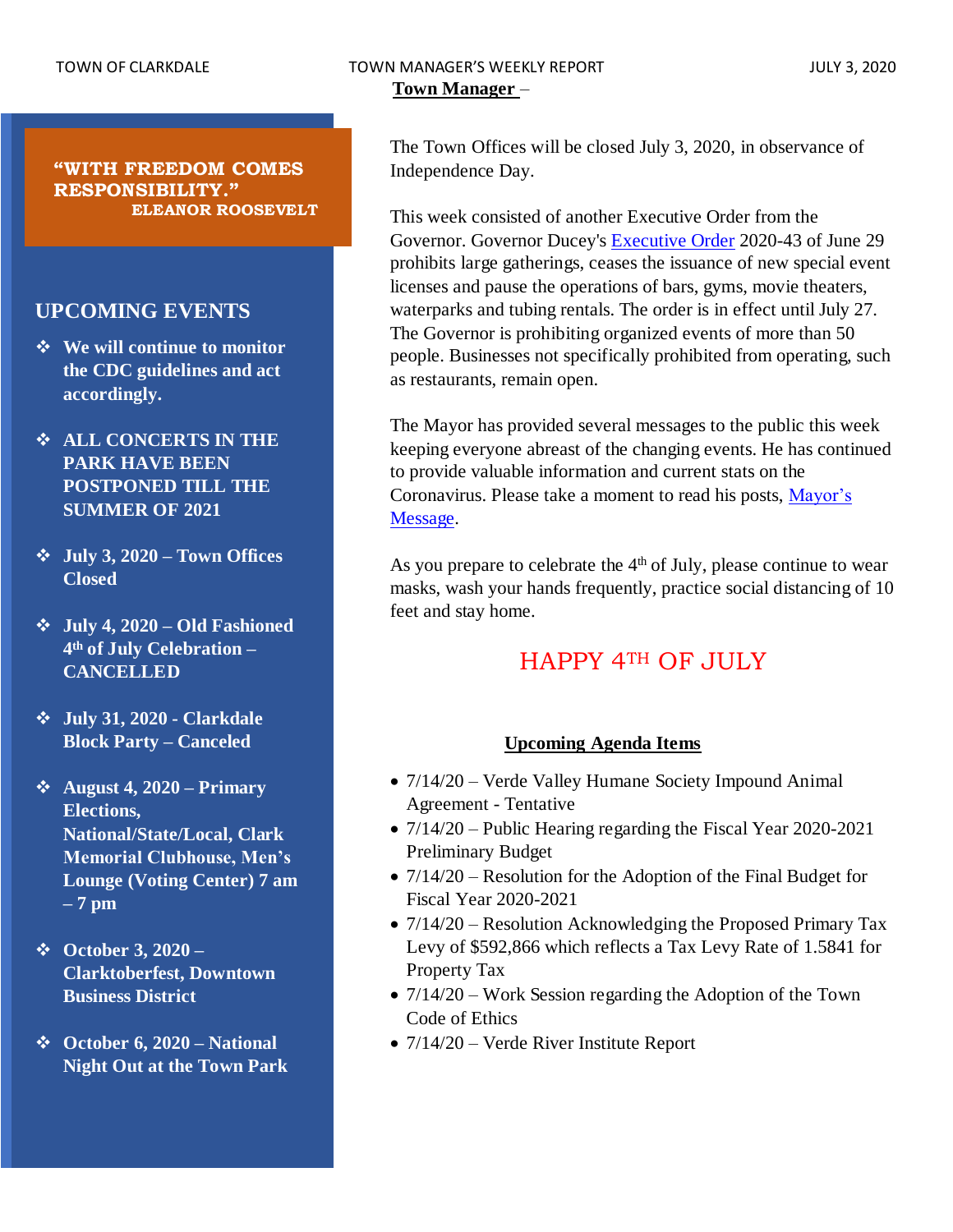**Town Manager** –

**"WITH FREEDOM COMES RESPONSIBILITY."**
**ELEANOR ROOSEVELT**

## UPCOMING EVENTS

- **We will continue to monitor the CDC guidelines and act accordingly.**
- **ALL CONCERTS IN THE PARK HAVE BEEN POSTPONED TILL THE SUMMER OF 2021**
- **July 3, 2020 – Town Offices Closed**
- **July 4, 2020 – Old Fashioned 4th of July Celebration – CANCELLED**
- **July 31, 2020 - Clarkdale Block Party – Canceled**
- **August 4, 2020 – Primary Elections, National/State/Local, Clark Memorial Clubhouse, Men's Lounge (Voting Center) 7 am – 7 pm**
- **October 3, 2020 – Clarktoberfest, Downtown Business District**
- **October 6, 2020 – National Night Out at the Town Park**

The Town Offices will be closed July 3, 2020, in observance of Independence Day.

This week consisted of another Executive Order from the Governor. Governor Ducey's Executive Order 2020-43 of June 29 prohibits large gatherings, ceases the issuance of new special event licenses and pause the operations of bars, gyms, movie theaters, waterparks and tubing rentals. The order is in effect until July 27. The Governor is prohibiting organized events of more than 50 people. Businesses not specifically prohibited from operating, such as restaurants, remain open.

The Mayor has provided several messages to the public this week keeping everyone abreast of the changing events. He has continued to provide valuable information and current stats on the Coronavirus. Please take a moment to read his posts, Mayor's Message.

As you prepare to celebrate the 4th of July, please continue to wear masks, wash your hands frequently, practice social distancing of 10 feet and stay home.

## HAPPY 4TH OF JULY

**Upcoming Agenda Items**

- 7/14/20 – Verde Valley Humane Society Impound Animal Agreement - Tentative
- 7/14/20 – Public Hearing regarding the Fiscal Year 2020-2021 Preliminary Budget
- 7/14/20 – Resolution for the Adoption of the Final Budget for Fiscal Year 2020-2021
- 7/14/20 – Resolution Acknowledging the Proposed Primary Tax Levy of $592,866 which reflects a Tax Levy Rate of 1.5841 for Property Tax
- 7/14/20 – Work Session regarding the Adoption of the Town Code of Ethics
- 7/14/20 – Verde River Institute Report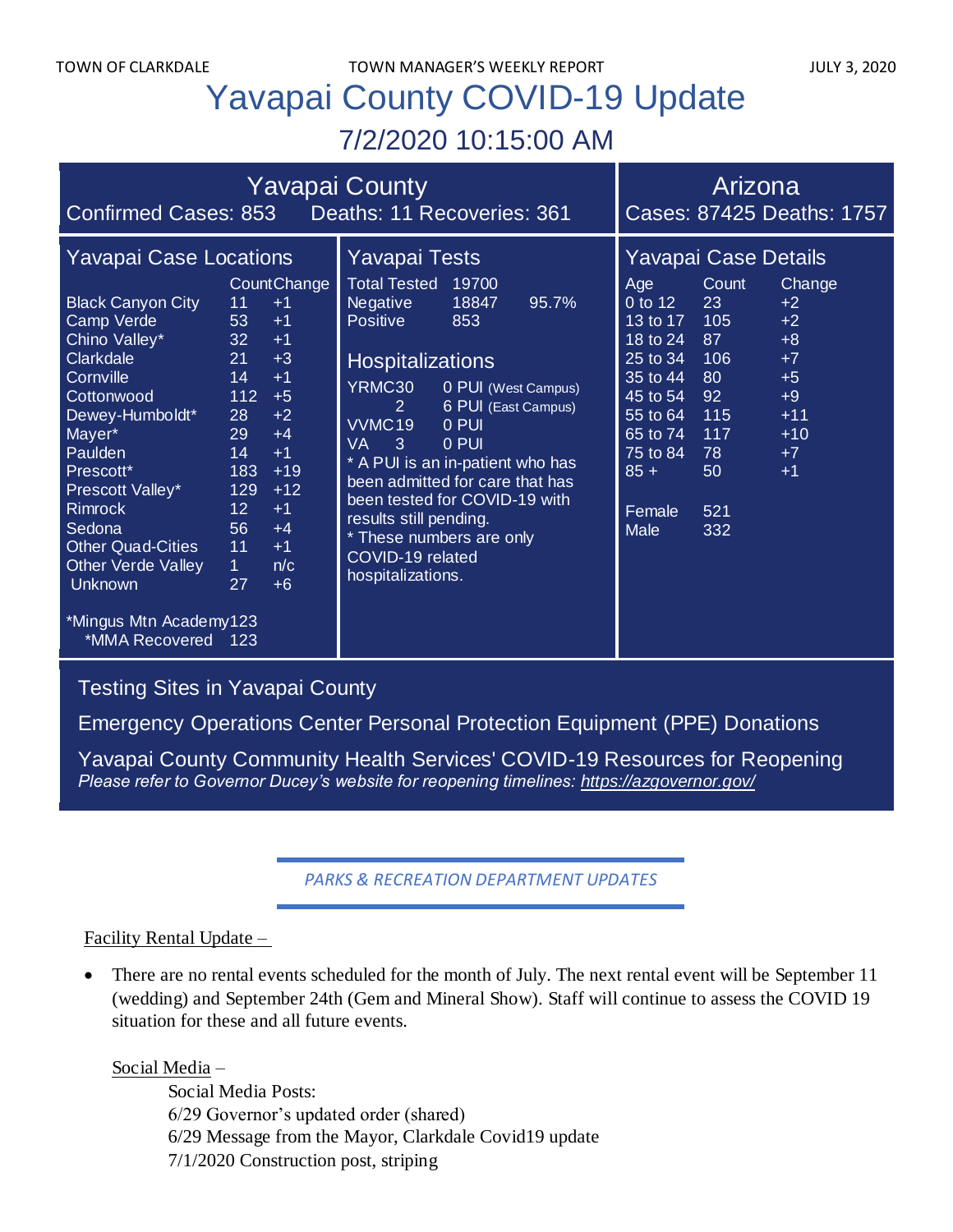# Yavapai County COVID-19 Update

## 7/2/2020 10:15:00 AM

### Yavapai County

Confirmed Cases: 853 Deaths: 11 Recoveries: 361

### Arizona

Cases: 87425 Deaths: 1757

### Yavapai Case Locations

| | Count | Change |
|---|---|---|
| Black Canyon City | 11 | +1 |
| Camp Verde | 53 | +1 |
| Chino Valley* | 32 | +1 |
| Clarkdale | 21 | +3 |
| Cornville | 14 | +1 |
| Cottonwood | 112 | +5 |
| Dewey-Humboldt* | 28 | +2 |
| Mayer* | 29 | +4 |
| Paulden | 14 | +1 |
| Prescott* | 183 | +19 |
| Prescott Valley* | 129 | +12 |
| Rimrock | 12 | +1 |
| Sedona | 56 | +4 |
| Other Quad-Cities | 11 | +1 |
| Other Verde Valley | 1 | n/c |
| Unknown | 27 | +6 |

*Mingus Mtn Academy 123
*MMA Recovered 123

### Yavapai Tests

| | | |
|---|---|---|
| Total Tested | 19700 | |
| Negative | 18847 | 95.7% |
| Positive | 853 | |

### Hospitalizations

| | | |
|---|---|---|
| YRMC | 30 | 0 PUI (West Campus) |
| | 2 | 6 PUI (East Campus) |
| VVMC | 19 | 0 PUI |
| VA | 3 | 0 PUI |

* A PUI is an in-patient who has been admitted for care that has been tested for COVID-19 with results still pending.
* These numbers are only COVID-19 related hospitalizations.

### Yavapai Case Details

| Age | Count | Change |
|---|---|---|
| 0 to 12 | 23 | +2 |
| 13 to 17 | 105 | +2 |
| 18 to 24 | 87 | +8 |
| 25 to 34 | 106 | +7 |
| 35 to 44 | 80 | +5 |
| 45 to 54 | 92 | +9 |
| 55 to 64 | 115 | +11 |
| 65 to 74 | 117 | +10 |
| 75 to 84 | 78 | +7 |
| 85 + | 50 | +1 |

| | |
|---|---|
| Female | 521 |
| Male | 332 |

Testing Sites in Yavapai County

Emergency Operations Center Personal Protection Equipment (PPE) Donations

Yavapai County Community Health Services' COVID-19 Resources for Reopening

*Please refer to Governor Ducey's website for reopening timelines: https://azgovernor.gov/*

## *PARKS & RECREATION DEPARTMENT UPDATES*

Facility Rental Update –

- There are no rental events scheduled for the month of July. The next rental event will be September 11 (wedding) and September 24th (Gem and Mineral Show). Staff will continue to assess the COVID 19 situation for these and all future events.

Social Media –

Social Media Posts:
6/29 Governor's updated order (shared)
6/29 Message from the Mayor, Clarkdale Covid19 update
7/1/2020 Construction post, striping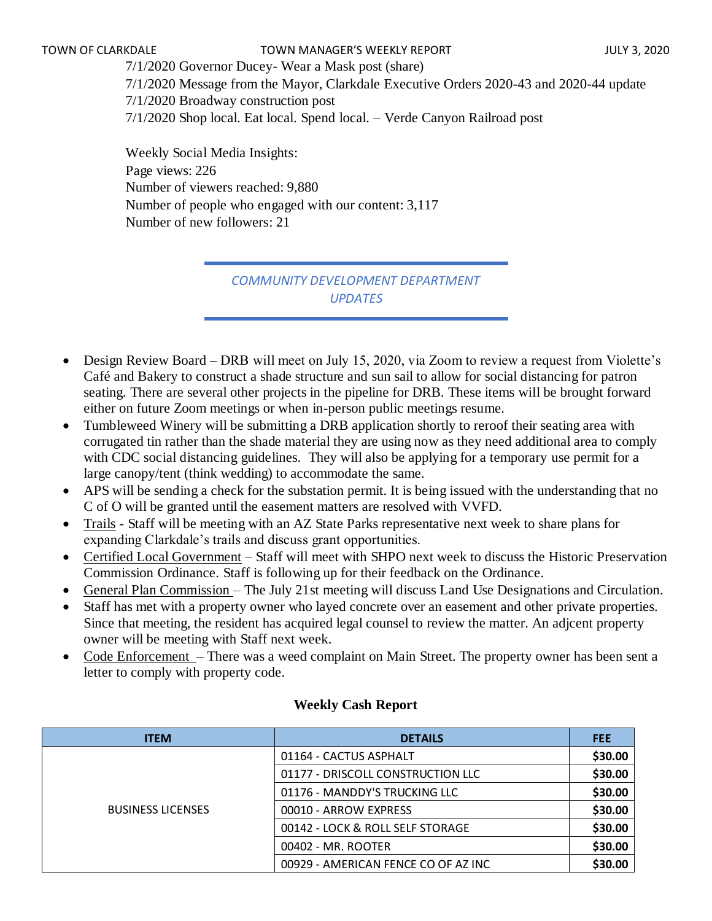7/1/2020 Governor Ducey- Wear a Mask post (share)
7/1/2020 Message from the Mayor, Clarkdale Executive Orders 2020-43 and 2020-44 update
7/1/2020 Broadway construction post
7/1/2020 Shop local. Eat local. Spend local. – Verde Canyon Railroad post

Weekly Social Media Insights:
Page views: 226
Number of viewers reached: 9,880
Number of people who engaged with our content: 3,117
Number of new followers: 21

## *COMMUNITY DEVELOPMENT DEPARTMENT UPDATES*

- Design Review Board – DRB will meet on July 15, 2020, via Zoom to review a request from Violette's Café and Bakery to construct a shade structure and sun sail to allow for social distancing for patron seating. There are several other projects in the pipeline for DRB. These items will be brought forward either on future Zoom meetings or when in-person public meetings resume.
- Tumbleweed Winery will be submitting a DRB application shortly to reroof their seating area with corrugated tin rather than the shade material they are using now as they need additional area to comply with CDC social distancing guidelines. They will also be applying for a temporary use permit for a large canopy/tent (think wedding) to accommodate the same.
- APS will be sending a check for the substation permit. It is being issued with the understanding that no C of O will be granted until the easement matters are resolved with VVFD.
- Trails - Staff will be meeting with an AZ State Parks representative next week to share plans for expanding Clarkdale's trails and discuss grant opportunities.
- Certified Local Government – Staff will meet with SHPO next week to discuss the Historic Preservation Commission Ordinance. Staff is following up for their feedback on the Ordinance.
- General Plan Commission – The July 21st meeting will discuss Land Use Designations and Circulation.
- Staff has met with a property owner who layed concrete over an easement and other private properties. Since that meeting, the resident has acquired legal counsel to review the matter. An adjcent property owner will be meeting with Staff next week.
- Code Enforcement – There was a weed complaint on Main Street. The property owner has been sent a letter to comply with property code.

**Weekly Cash Report**

| ITEM | DETAILS | FEE |
|---|---|---|
| BUSINESS LICENSES | 01164 - CACTUS ASPHALT | **$30.00** |
| | 01177 - DRISCOLL CONSTRUCTION LLC | **$30.00** |
| | 01176 - MANDDY'S TRUCKING LLC | **$30.00** |
| | 00010 - ARROW EXPRESS | **$30.00** |
| | 00142 - LOCK & ROLL SELF STORAGE | **$30.00** |
| | 00402 - MR. ROOTER | **$30.00** |
| | 00929 - AMERICAN FENCE CO OF AZ INC | **$30.00** |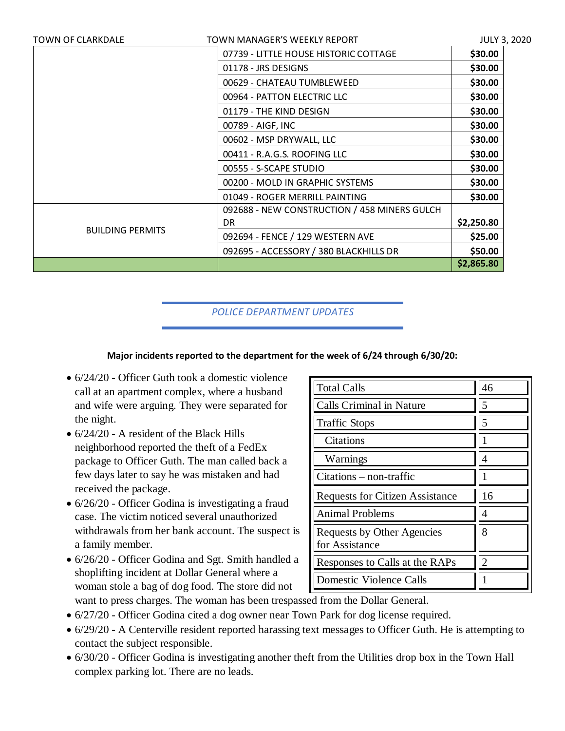| | | |
|---|---|---|
| | 07739 - LITTLE HOUSE HISTORIC COTTAGE | $30.00 |
| | 01178 - JRS DESIGNS | $30.00 |
| | 00629 - CHATEAU TUMBLEWEED | $30.00 |
| | 00964 - PATTON ELECTRIC LLC | $30.00 |
| | 01179 - THE KIND DESIGN | $30.00 |
| | 00789 - AIGF, INC | $30.00 |
| | 00602 - MSP DRYWALL, LLC | $30.00 |
| | 00411 - R.A.G.S. ROOFING LLC | $30.00 |
| | 00555 - S-SCAPE STUDIO | $30.00 |
| | 00200 - MOLD IN GRAPHIC SYSTEMS | $30.00 |
| | 01049 - ROGER MERRILL PAINTING | $30.00 |
| BUILDING PERMITS | 092688 - NEW CONSTRUCTION / 458 MINERS GULCH DR | $2,250.80 |
| | 092694 - FENCE / 129 WESTERN AVE | $25.00 |
| | 092695 - ACCESSORY / 380 BLACKHILLS DR | $50.00 |
| | | **$2,865.80** |

## *POLICE DEPARTMENT UPDATES*

**Major incidents reported to the department for the week of 6/24 through 6/30/20:**

| | |
|---|---|
| Total Calls | 46 |
| Calls Criminal in Nature | 5 |
| Traffic Stops | 5 |
| Citations | 1 |
| Warnings | 4 |
| Citations – non-traffic | 1 |
| Requests for Citizen Assistance | 16 |
| Animal Problems | 4 |
| Requests by Other Agencies for Assistance | 8 |
| Responses to Calls at the RAPs | 2 |
| Domestic Violence Calls | 1 |

- 6/24/20 - Officer Guth took a domestic violence call at an apartment complex, where a husband and wife were arguing. They were separated for the night.
- 6/24/20 - A resident of the Black Hills neighborhood reported the theft of a FedEx package to Officer Guth. The man called back a few days later to say he was mistaken and had received the package.
- 6/26/20 - Officer Godina is investigating a fraud case. The victim noticed several unauthorized withdrawals from her bank account. The suspect is a family member.
- 6/26/20 - Officer Godina and Sgt. Smith handled a shoplifting incident at Dollar General where a woman stole a bag of dog food. The store did not want to press charges. The woman has been trespassed from the Dollar General.
- 6/27/20 - Officer Godina cited a dog owner near Town Park for dog license required.
- 6/29/20 - A Centerville resident reported harassing text messages to Officer Guth. He is attempting to contact the subject responsible.
- 6/30/20 - Officer Godina is investigating another theft from the Utilities drop box in the Town Hall complex parking lot. There are no leads.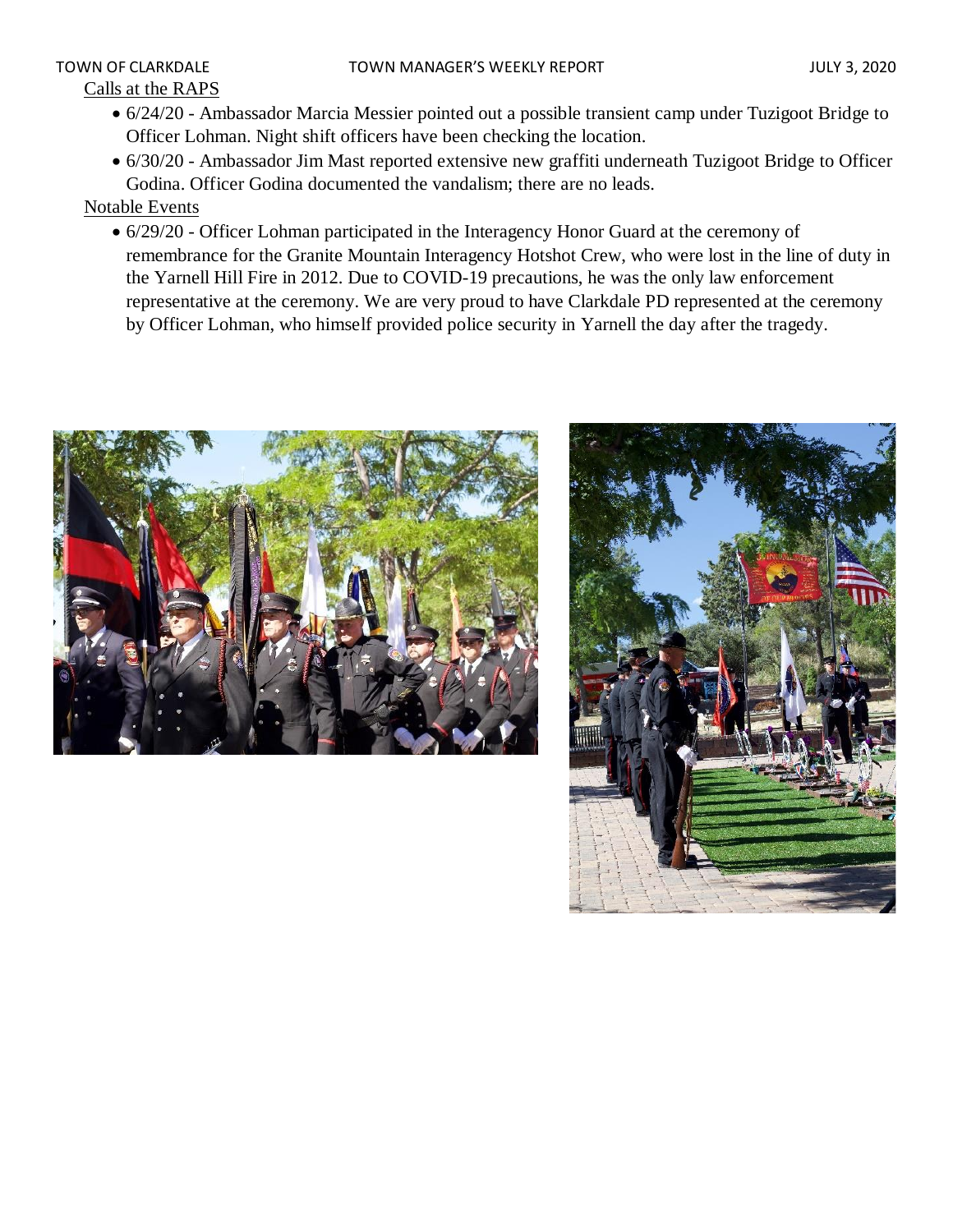Calls at the RAPS

- 6/24/20 - Ambassador Marcia Messier pointed out a possible transient camp under Tuzigoot Bridge to Officer Lohman. Night shift officers have been checking the location.
- 6/30/20 - Ambassador Jim Mast reported extensive new graffiti underneath Tuzigoot Bridge to Officer Godina. Officer Godina documented the vandalism; there are no leads.

Notable Events

- 6/29/20 - Officer Lohman participated in the Interagency Honor Guard at the ceremony of remembrance for the Granite Mountain Interagency Hotshot Crew, who were lost in the line of duty in the Yarnell Hill Fire in 2012. Due to COVID-19 precautions, he was the only law enforcement representative at the ceremony. We are very proud to have Clarkdale PD represented at the ceremony by Officer Lohman, who himself provided police security in Yarnell the day after the tragedy.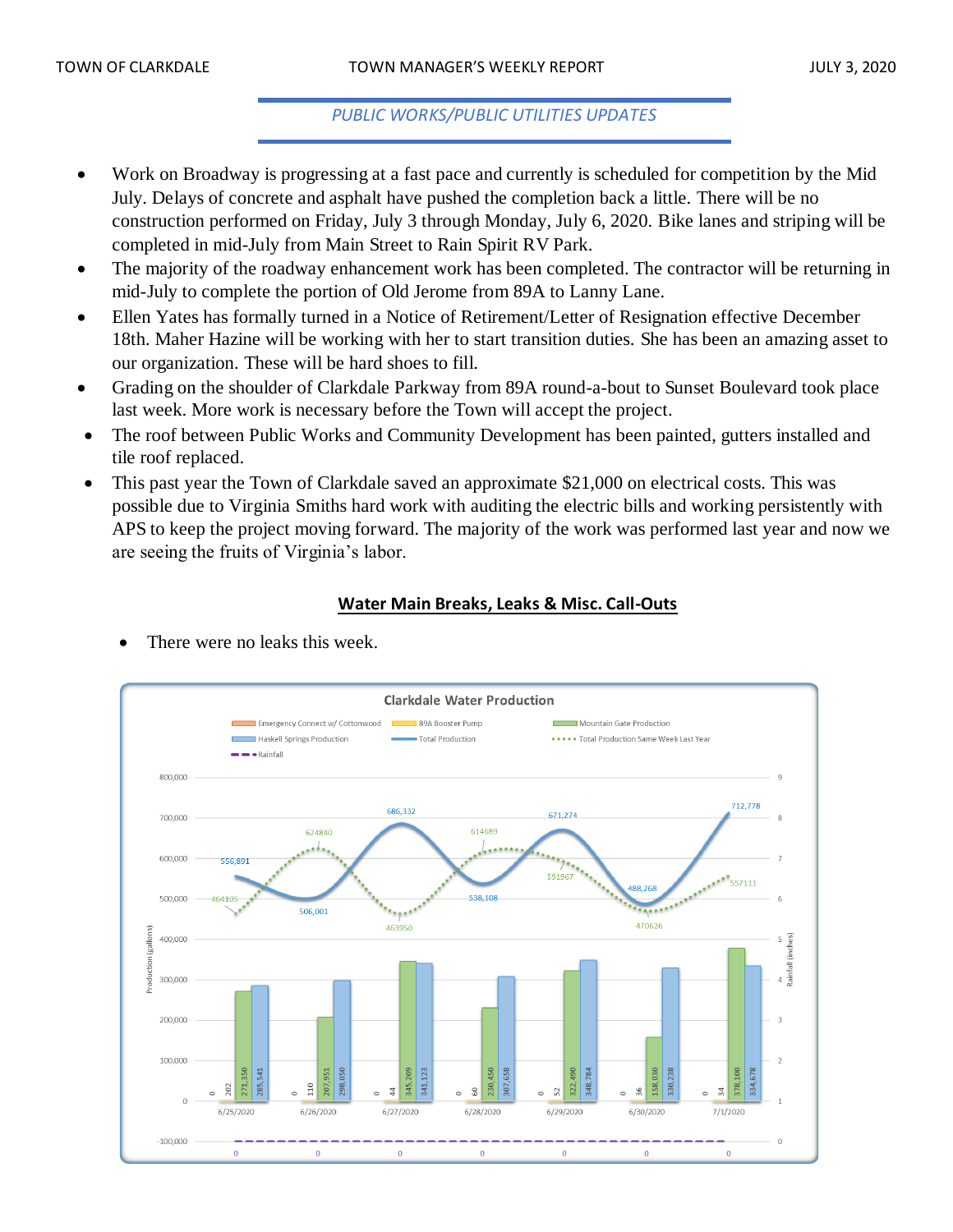## PUBLIC WORKS/PUBLIC UTILITIES UPDATES

- Work on Broadway is progressing at a fast pace and currently is scheduled for competition by the Mid July. Delays of concrete and asphalt have pushed the completion back a little. There will be no construction performed on Friday, July 3 through Monday, July 6, 2020. Bike lanes and striping will be completed in mid-July from Main Street to Rain Spirit RV Park.
- The majority of the roadway enhancement work has been completed. The contractor will be returning in mid-July to complete the portion of Old Jerome from 89A to Lanny Lane.
- Ellen Yates has formally turned in a Notice of Retirement/Letter of Resignation effective December 18th. Maher Hazine will be working with her to start transition duties. She has been an amazing asset to our organization. These will be hard shoes to fill.
- Grading on the shoulder of Clarkdale Parkway from 89A round-a-bout to Sunset Boulevard took place last week. More work is necessary before the Town will accept the project.
- The roof between Public Works and Community Development has been painted, gutters installed and tile roof replaced.
- This past year the Town of Clarkdale saved an approximate $21,000 on electrical costs. This was possible due to Virginia Smiths hard work with auditing the electric bills and working persistently with APS to keep the project moving forward. The majority of the work was performed last year and now we are seeing the fruits of Virginia's labor.

### Water Main Breaks, Leaks & Misc. Call-Outs

- There were no leaks this week.

Clarkdale Water Production

Emergency Connect w/ Cottonwood
89A Booster Pump
Mountain Gate Production
Haskell Springs Production
Total Production
Total Production Same Week Last Year
Rainfall

Production (gallons)
Rainfall (inches)

800,000
700,000
600,000
500,000
400,000
300,000
200,000
100,000
0
-100,000

9
8
7
6
5
4
3
2
1
0

556,891
506,001
686,332
538,108
671,274
488,268
712,778

464105
624840
463950
614689
591967
470626
557111

6/25/2020: 0, 202, 271,350, 285,541
6/26/2020: 0, 110, 207,951, 298,050
6/27/2020: 0, 44, 345,209, 341,123
6/28/2020: 0, 60, 230,450, 307,658
6/29/2020: 0, 52, 322,490, 348,784
6/30/2020: 0, 36, 158,030, 330,238
7/1/2020: 0, 34, 378,100, 334,678

0 0 0 0 0 0 0